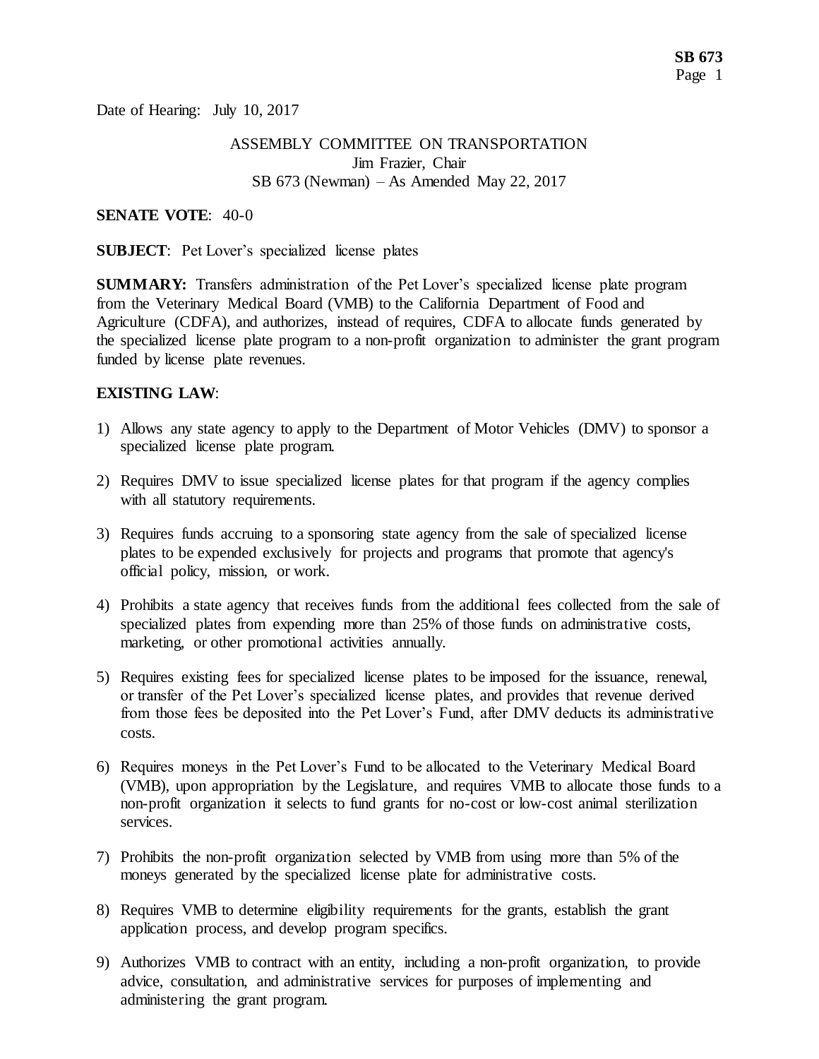Date of Hearing: July 10, 2017

ASSEMBLY COMMITTEE ON TRANSPORTATION
Jim Frazier, Chair
SB 673 (Newman) – As Amended May 22, 2017

**SENATE VOTE**: 40-0

**SUBJECT**: Pet Lover's specialized license plates

**SUMMARY:** Transfers administration of the Pet Lover's specialized license plate program from the Veterinary Medical Board (VMB) to the California Department of Food and Agriculture (CDFA), and authorizes, instead of requires, CDFA to allocate funds generated by the specialized license plate program to a non-profit organization to administer the grant program funded by license plate revenues.

**EXISTING LAW**:

1) Allows any state agency to apply to the Department of Motor Vehicles (DMV) to sponsor a specialized license plate program.

2) Requires DMV to issue specialized license plates for that program if the agency complies with all statutory requirements.

3) Requires funds accruing to a sponsoring state agency from the sale of specialized license plates to be expended exclusively for projects and programs that promote that agency's official policy, mission, or work.

4) Prohibits a state agency that receives funds from the additional fees collected from the sale of specialized plates from expending more than 25% of those funds on administrative costs, marketing, or other promotional activities annually.

5) Requires existing fees for specialized license plates to be imposed for the issuance, renewal, or transfer of the Pet Lover's specialized license plates, and provides that revenue derived from those fees be deposited into the Pet Lover's Fund, after DMV deducts its administrative costs.

6) Requires moneys in the Pet Lover's Fund to be allocated to the Veterinary Medical Board (VMB), upon appropriation by the Legislature, and requires VMB to allocate those funds to a non-profit organization it selects to fund grants for no-cost or low-cost animal sterilization services.

7) Prohibits the non-profit organization selected by VMB from using more than 5% of the moneys generated by the specialized license plate for administrative costs.

8) Requires VMB to determine eligibility requirements for the grants, establish the grant application process, and develop program specifics.

9) Authorizes VMB to contract with an entity, including a non-profit organization, to provide advice, consultation, and administrative services for purposes of implementing and administering the grant program.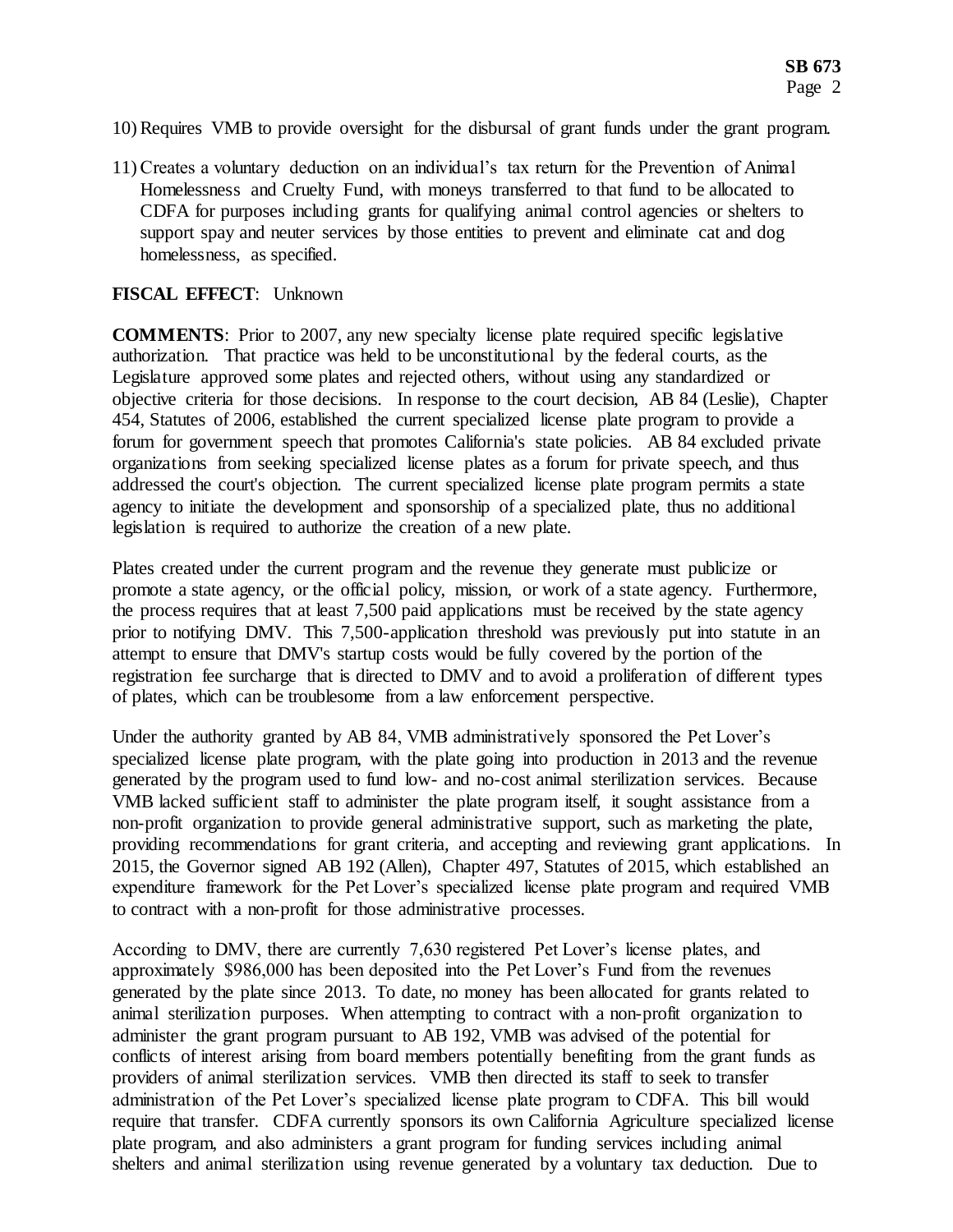10) Requires VMB to provide oversight for the disbursal of grant funds under the grant program.

11) Creates a voluntary deduction on an individual's tax return for the Prevention of Animal Homelessness and Cruelty Fund, with moneys transferred to that fund to be allocated to CDFA for purposes including grants for qualifying animal control agencies or shelters to support spay and neuter services by those entities to prevent and eliminate cat and dog homelessness, as specified.

**FISCAL EFFECT**: Unknown

**COMMENTS**: Prior to 2007, any new specialty license plate required specific legislative authorization. That practice was held to be unconstitutional by the federal courts, as the Legislature approved some plates and rejected others, without using any standardized or objective criteria for those decisions. In response to the court decision, AB 84 (Leslie), Chapter 454, Statutes of 2006, established the current specialized license plate program to provide a forum for government speech that promotes California's state policies. AB 84 excluded private organizations from seeking specialized license plates as a forum for private speech, and thus addressed the court's objection. The current specialized license plate program permits a state agency to initiate the development and sponsorship of a specialized plate, thus no additional legislation is required to authorize the creation of a new plate.

Plates created under the current program and the revenue they generate must publicize or promote a state agency, or the official policy, mission, or work of a state agency. Furthermore, the process requires that at least 7,500 paid applications must be received by the state agency prior to notifying DMV. This 7,500-application threshold was previously put into statute in an attempt to ensure that DMV's startup costs would be fully covered by the portion of the registration fee surcharge that is directed to DMV and to avoid a proliferation of different types of plates, which can be troublesome from a law enforcement perspective.

Under the authority granted by AB 84, VMB administratively sponsored the Pet Lover's specialized license plate program, with the plate going into production in 2013 and the revenue generated by the program used to fund low- and no-cost animal sterilization services. Because VMB lacked sufficient staff to administer the plate program itself, it sought assistance from a non-profit organization to provide general administrative support, such as marketing the plate, providing recommendations for grant criteria, and accepting and reviewing grant applications. In 2015, the Governor signed AB 192 (Allen), Chapter 497, Statutes of 2015, which established an expenditure framework for the Pet Lover's specialized license plate program and required VMB to contract with a non-profit for those administrative processes.

According to DMV, there are currently 7,630 registered Pet Lover's license plates, and approximately $986,000 has been deposited into the Pet Lover's Fund from the revenues generated by the plate since 2013. To date, no money has been allocated for grants related to animal sterilization purposes. When attempting to contract with a non-profit organization to administer the grant program pursuant to AB 192, VMB was advised of the potential for conflicts of interest arising from board members potentially benefiting from the grant funds as providers of animal sterilization services. VMB then directed its staff to seek to transfer administration of the Pet Lover's specialized license plate program to CDFA. This bill would require that transfer. CDFA currently sponsors its own California Agriculture specialized license plate program, and also administers a grant program for funding services including animal shelters and animal sterilization using revenue generated by a voluntary tax deduction. Due to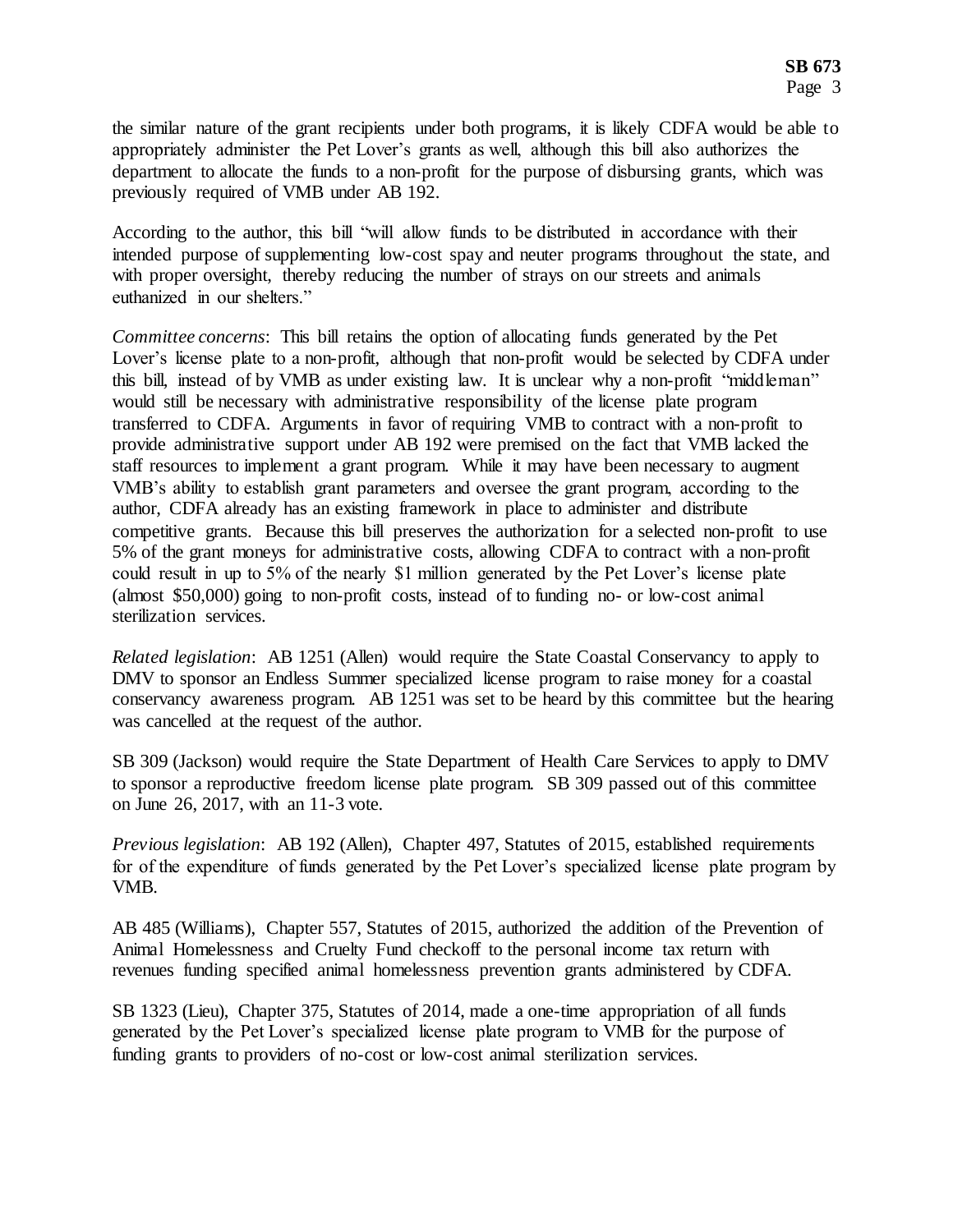the similar nature of the grant recipients under both programs, it is likely CDFA would be able to appropriately administer the Pet Lover's grants as well, although this bill also authorizes the department to allocate the funds to a non-profit for the purpose of disbursing grants, which was previously required of VMB under AB 192.

According to the author, this bill "will allow funds to be distributed in accordance with their intended purpose of supplementing low-cost spay and neuter programs throughout the state, and with proper oversight, thereby reducing the number of strays on our streets and animals euthanized in our shelters."

*Committee concerns*: This bill retains the option of allocating funds generated by the Pet Lover's license plate to a non-profit, although that non-profit would be selected by CDFA under this bill, instead of by VMB as under existing law. It is unclear why a non-profit "middleman" would still be necessary with administrative responsibility of the license plate program transferred to CDFA. Arguments in favor of requiring VMB to contract with a non-profit to provide administrative support under AB 192 were premised on the fact that VMB lacked the staff resources to implement a grant program. While it may have been necessary to augment VMB's ability to establish grant parameters and oversee the grant program, according to the author, CDFA already has an existing framework in place to administer and distribute competitive grants. Because this bill preserves the authorization for a selected non-profit to use 5% of the grant moneys for administrative costs, allowing CDFA to contract with a non-profit could result in up to 5% of the nearly \$1 million generated by the Pet Lover's license plate (almost \$50,000) going to non-profit costs, instead of to funding no- or low-cost animal sterilization services.

*Related legislation*: AB 1251 (Allen) would require the State Coastal Conservancy to apply to DMV to sponsor an Endless Summer specialized license program to raise money for a coastal conservancy awareness program. AB 1251 was set to be heard by this committee but the hearing was cancelled at the request of the author.

SB 309 (Jackson) would require the State Department of Health Care Services to apply to DMV to sponsor a reproductive freedom license plate program. SB 309 passed out of this committee on June 26, 2017, with an 11-3 vote.

*Previous legislation*: AB 192 (Allen), Chapter 497, Statutes of 2015, established requirements for of the expenditure of funds generated by the Pet Lover's specialized license plate program by VMB.

AB 485 (Williams), Chapter 557, Statutes of 2015, authorized the addition of the Prevention of Animal Homelessness and Cruelty Fund checkoff to the personal income tax return with revenues funding specified animal homelessness prevention grants administered by CDFA.

SB 1323 (Lieu), Chapter 375, Statutes of 2014, made a one-time appropriation of all funds generated by the Pet Lover's specialized license plate program to VMB for the purpose of funding grants to providers of no-cost or low-cost animal sterilization services.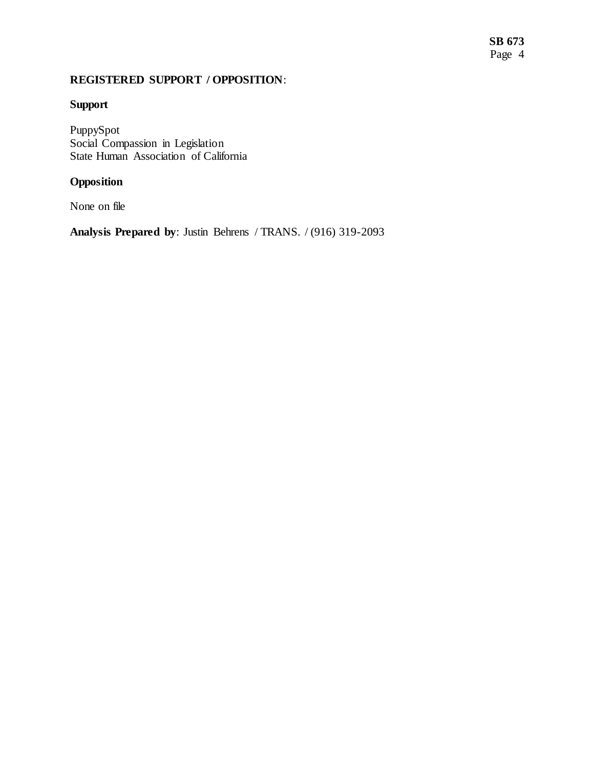**REGISTERED SUPPORT / OPPOSITION**:

**Support**

PuppySpot
Social Compassion in Legislation
State Human Association of California

**Opposition**

None on file

**Analysis Prepared by**: Justin Behrens / TRANS. / (916) 319-2093